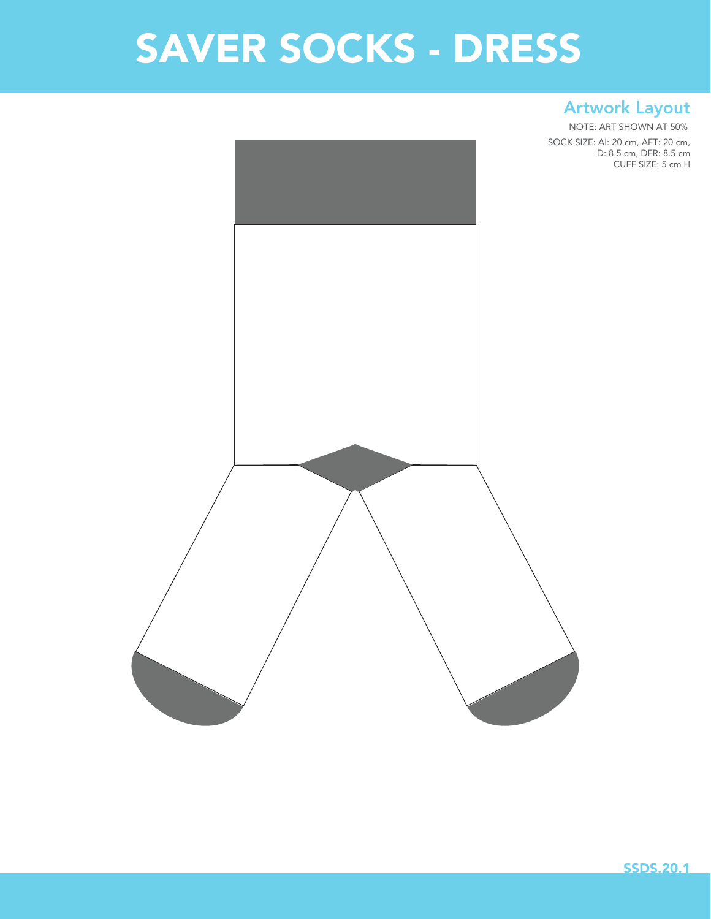# SAVER SOCKS - DRESS

## Artwork Layout

NOTE: ART SHOWN AT 50%

SOCK SIZE: AI: 20 cm, AFT: 20 cm,
D: 8.5 cm, DFR: 8.5 cm
CUFF SIZE: 5 cm H

SSDS.20.1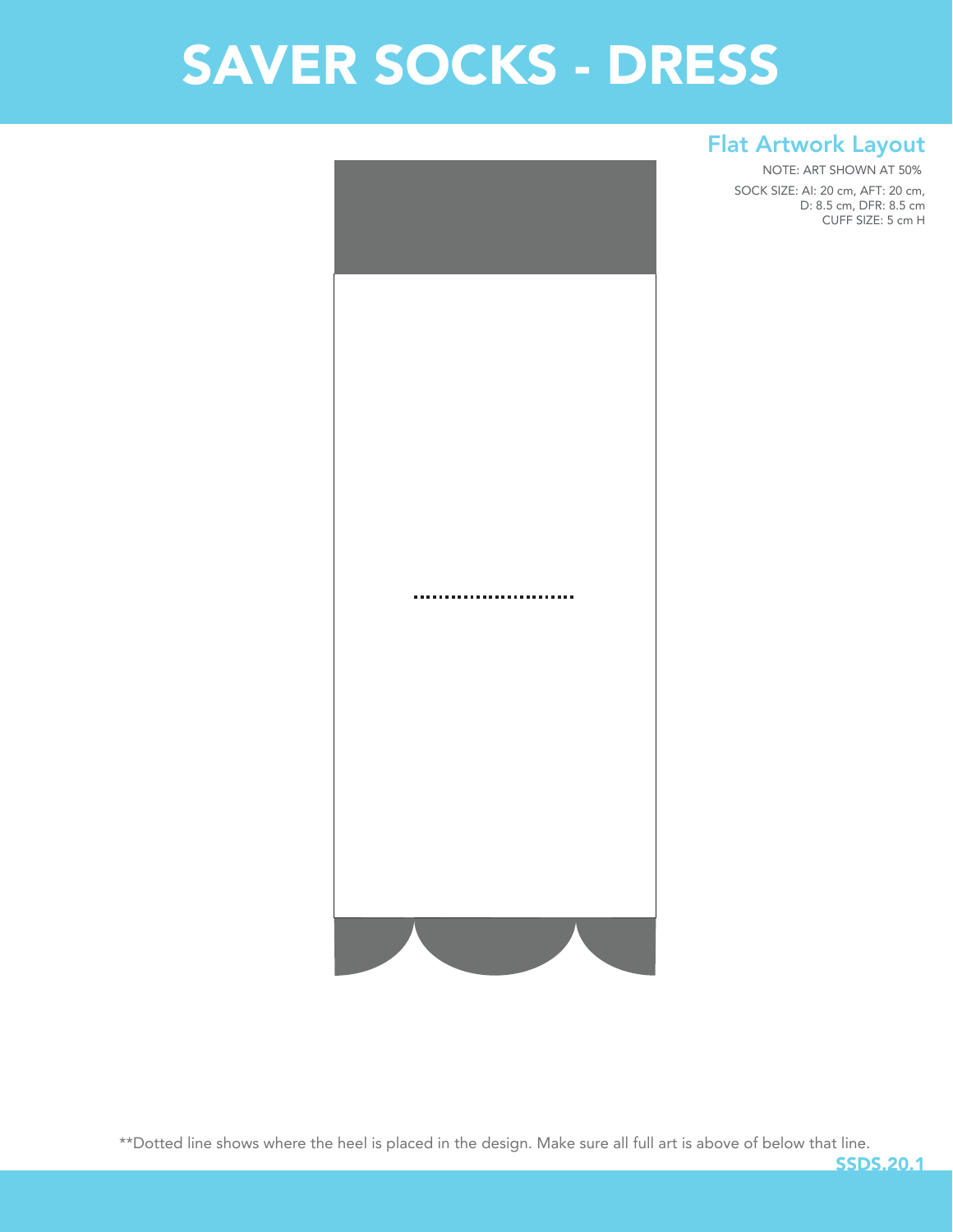# SAVER SOCKS - DRESS

## Flat Artwork Layout

NOTE: ART SHOWN AT 50%

SOCK SIZE: AI: 20 cm, AFT: 20 cm,
D: 8.5 cm, DFR: 8.5 cm
CUFF SIZE: 5 cm H

**Dotted line shows where the heel is placed in the design. Make sure all full art is above of below that line.

SSDS.20.1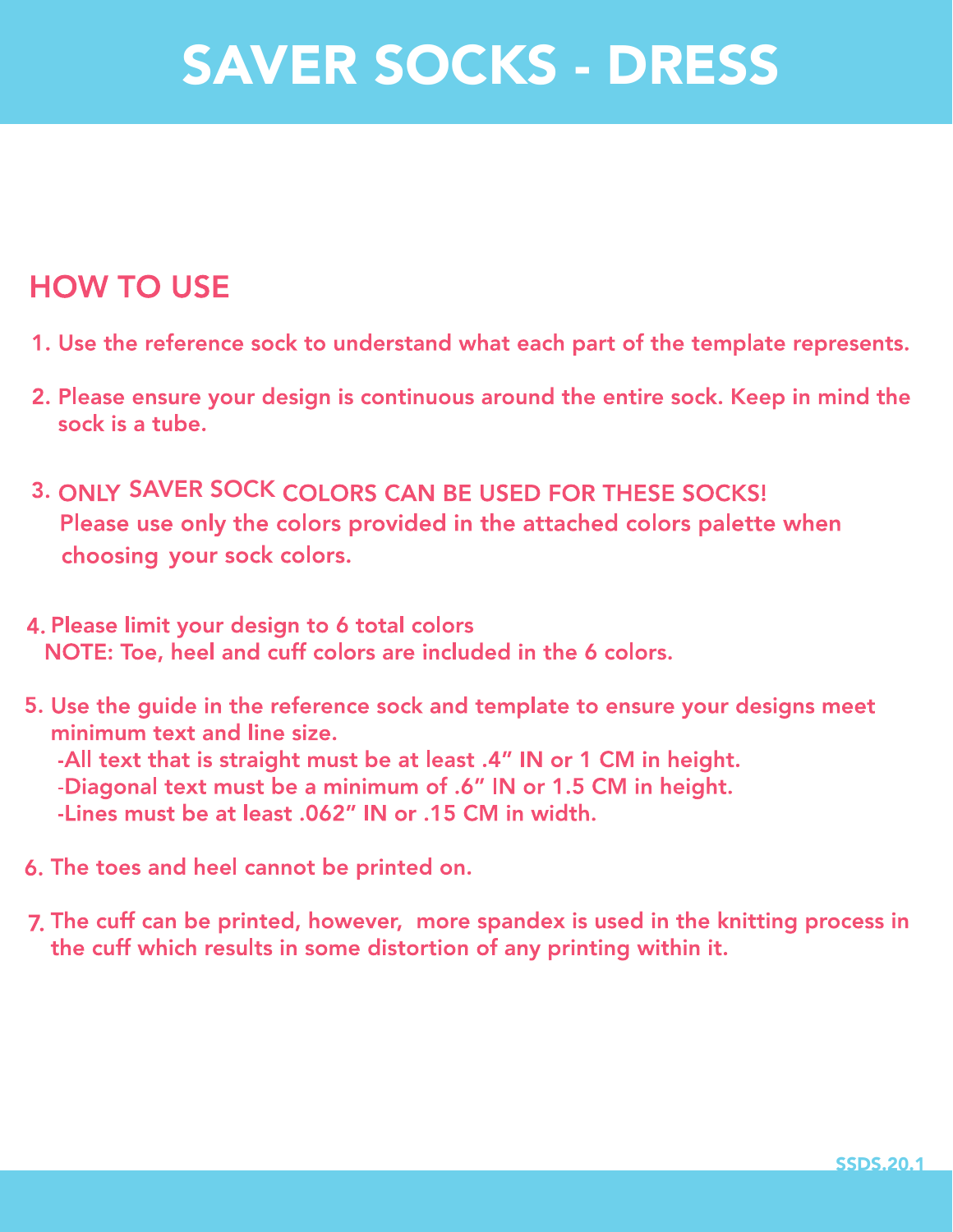# SAVER SOCKS - DRESS

## HOW TO USE

1. Use the reference sock to understand what each part of the template represents.
2. Please ensure your design is continuous around the entire sock. Keep in mind the sock is a tube.
3. ONLY SAVER SOCK COLORS CAN BE USED FOR THESE SOCKS!
   Please use only the colors provided in the attached colors palette when choosing your sock colors.
4. Please limit your design to 6 total colors
   NOTE: Toe, heel and cuff colors are included in the 6 colors.
5. Use the guide in the reference sock and template to ensure your designs meet minimum text and line size.
   - All text that is straight must be at least .4" IN or 1 CM in height.
   - Diagonal text must be a minimum of .6" IN or 1.5 CM in height.
   - Lines must be at least .062" IN or .15 CM in width.
6. The toes and heel cannot be printed on.
7. The cuff can be printed, however, more spandex is used in the knitting process in the cuff which results in some distortion of any printing within it.

SSDS.20.1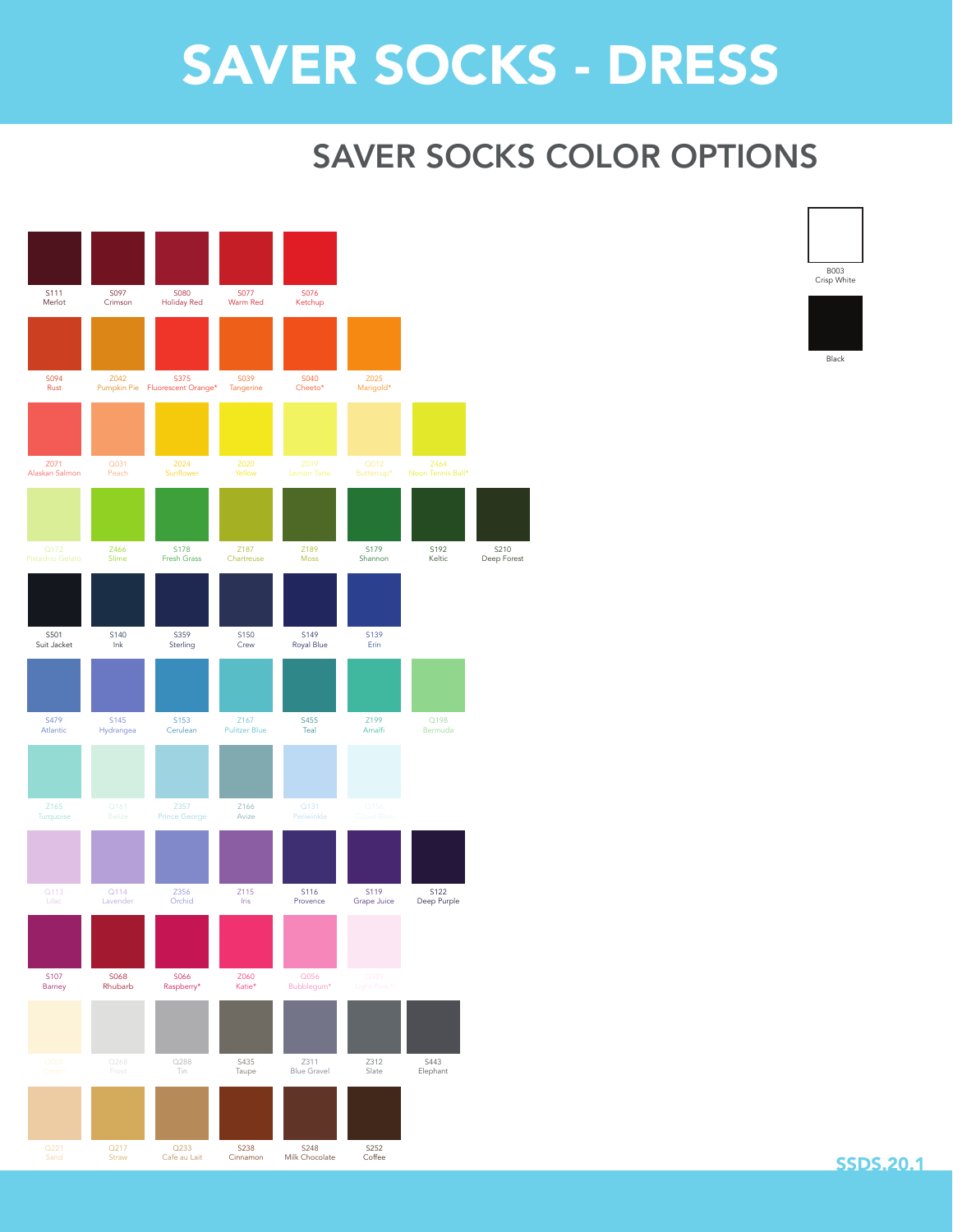# SAVER SOCKS - DRESS

## SAVER SOCKS COLOR OPTIONS

S111
Merlot

S097
Crimson

S080
Holiday Red

S077
Warm Red

S076
Ketchup

S094
Rust

Z042
Pumpkin Pie

S375
Fluorescent Orange*

S039
Tangerine

S040
Cheeto*

Z025
Marigold*

Z071
Alaskan Salmon

Q031
Peach

Z024
Sunflower

Z020
Yellow

Z019
Lemon Tarte

Q012
Buttercup*

Z464
Neon Tennis Ball*

Q172
Pistachio Gelato

Z466
Slime

S178
Fresh Grass

Z187
Chartreuse

Z189
Moss

S179
Shannon

S192
Keltic

S210
Deep Forest

S501
Suit Jacket

S140
Ink

S359
Sterling

S150
Crew

S149
Royal Blue

S139
Erin

S479
Atlantic

S145
Hydrangea

S153
Cerulean

Z167
Pulitzer Blue

S455
Teal

Z199
Amalfi

Q198
Bermuda

Z165
Turquoise

Q161
Belize

Z357
Prince George

Z166
Avize

Q131
Periwinkle

Q156
Cloud Blue

Q113
Lilac

Q114
Lavender

Z356
Orchid

Z115
Iris

S116
Provence

S119
Grape Juice

S122
Deep Purple

S107
Barney

S068
Rhubarb

S066
Raspberry*

Z060
Katie*

Q056
Bubblegum*

Q389
Light Pink*

Q025
Cream

Q268
Frost

Q288
Tin

S435
Taupe

Z311
Blue Gravel

Z312
Slate

S443
Elephant

Q221
Sand

Q217
Straw

Q233
Cafe au Lait

S238
Cinnamon

S248
Milk Chocolate

S252
Coffee

B003
Crisp White

Black

SSDS.20.1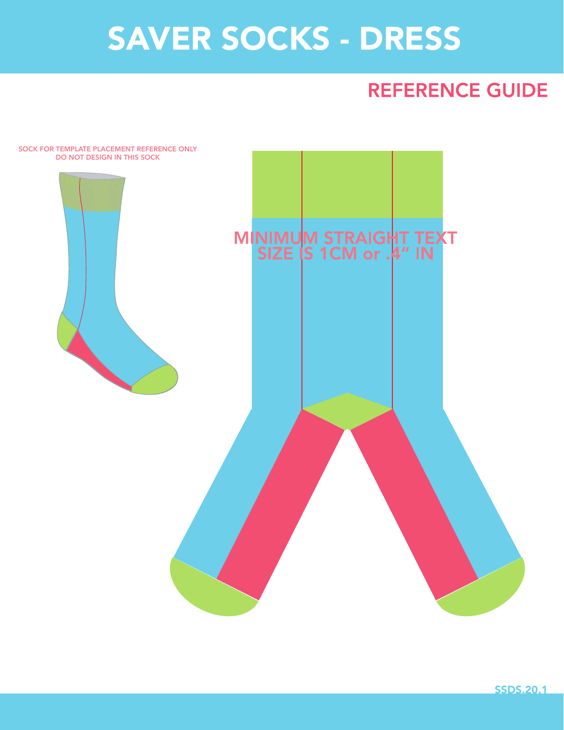# SAVER SOCKS - DRESS

## REFERENCE GUIDE

SOCK FOR TEMPLATE PLACEMENT REFERENCE ONLY
DO NOT DESIGN IN THIS SOCK

MINIMUM STRAIGHT TEXT
SIZE IS 1CM or .4" IN

SSDS.20.1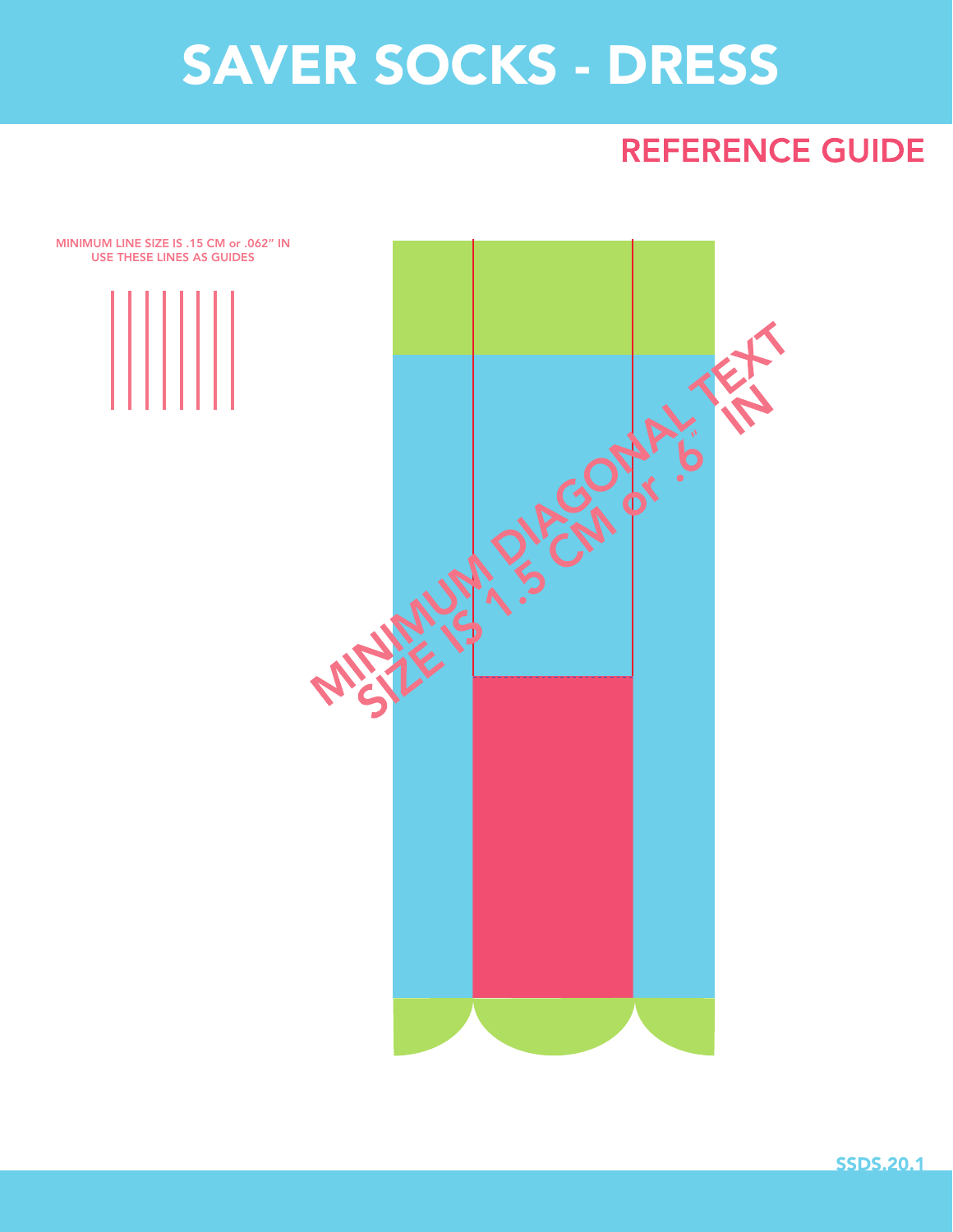# SAVER SOCKS - DRESS

## REFERENCE GUIDE

MINIMUM LINE SIZE IS .15 CM or .062" IN
USE THESE LINES AS GUIDES

MINIMUM DIAGONAL TEXT
SIZE IS 1.5 CM or .6" IN

SSDS.20.1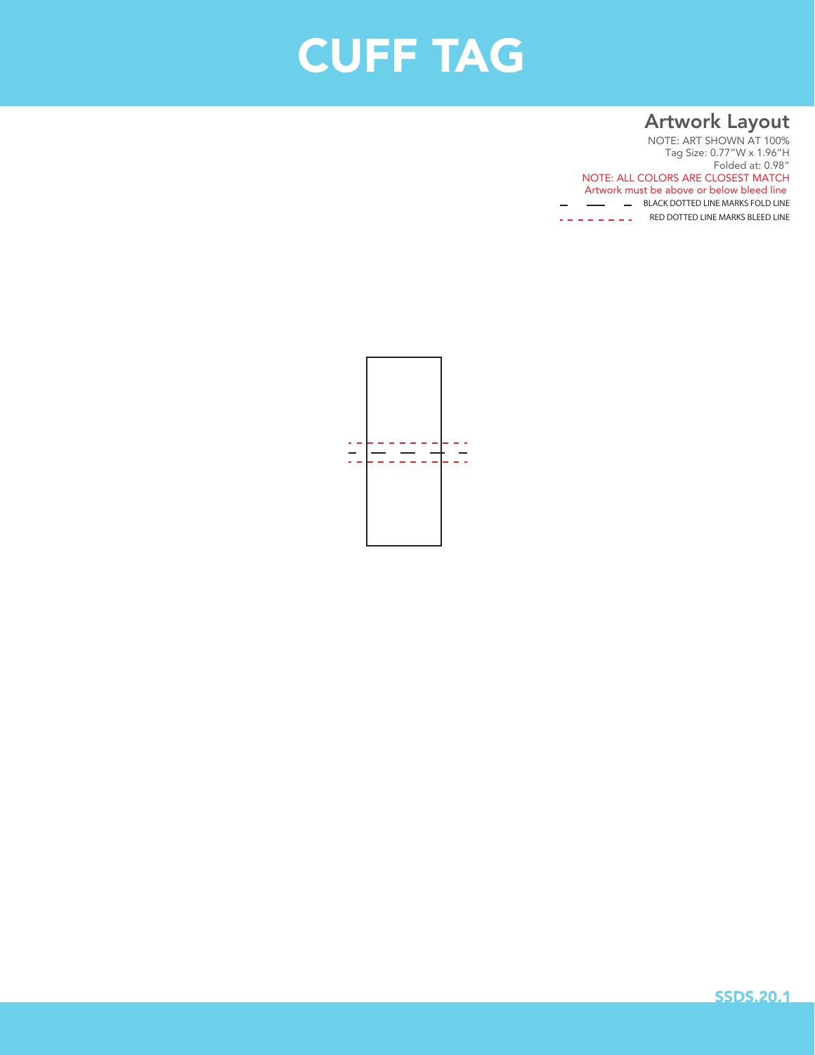# CUFF TAG

## Artwork Layout

NOTE: ART SHOWN AT 100%
Tag Size: 0.77"W x 1.96"H
Folded at: 0.98"

NOTE: ALL COLORS ARE CLOSEST MATCH
Artwork must be above or below bleed line

BLACK DOTTED LINE MARKS FOLD LINE

RED DOTTED LINE MARKS BLEED LINE

SSDS.20.1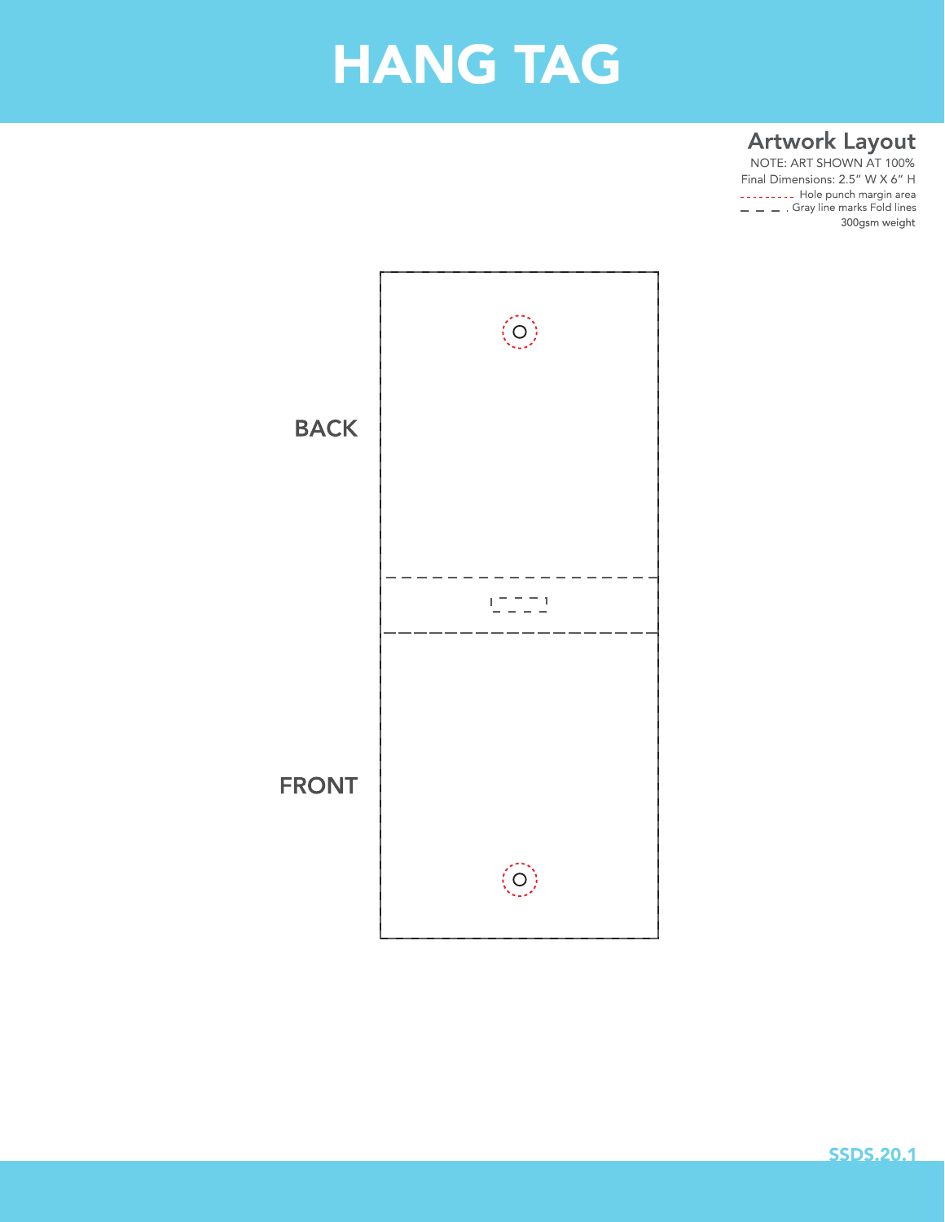# HANG TAG

## Artwork Layout

NOTE: ART SHOWN AT 100%

Final Dimensions: 2.5" W X 6" H

Hole punch margin area

Gray line marks Fold lines

300gsm weight

BACK

FRONT

SSDS.20.1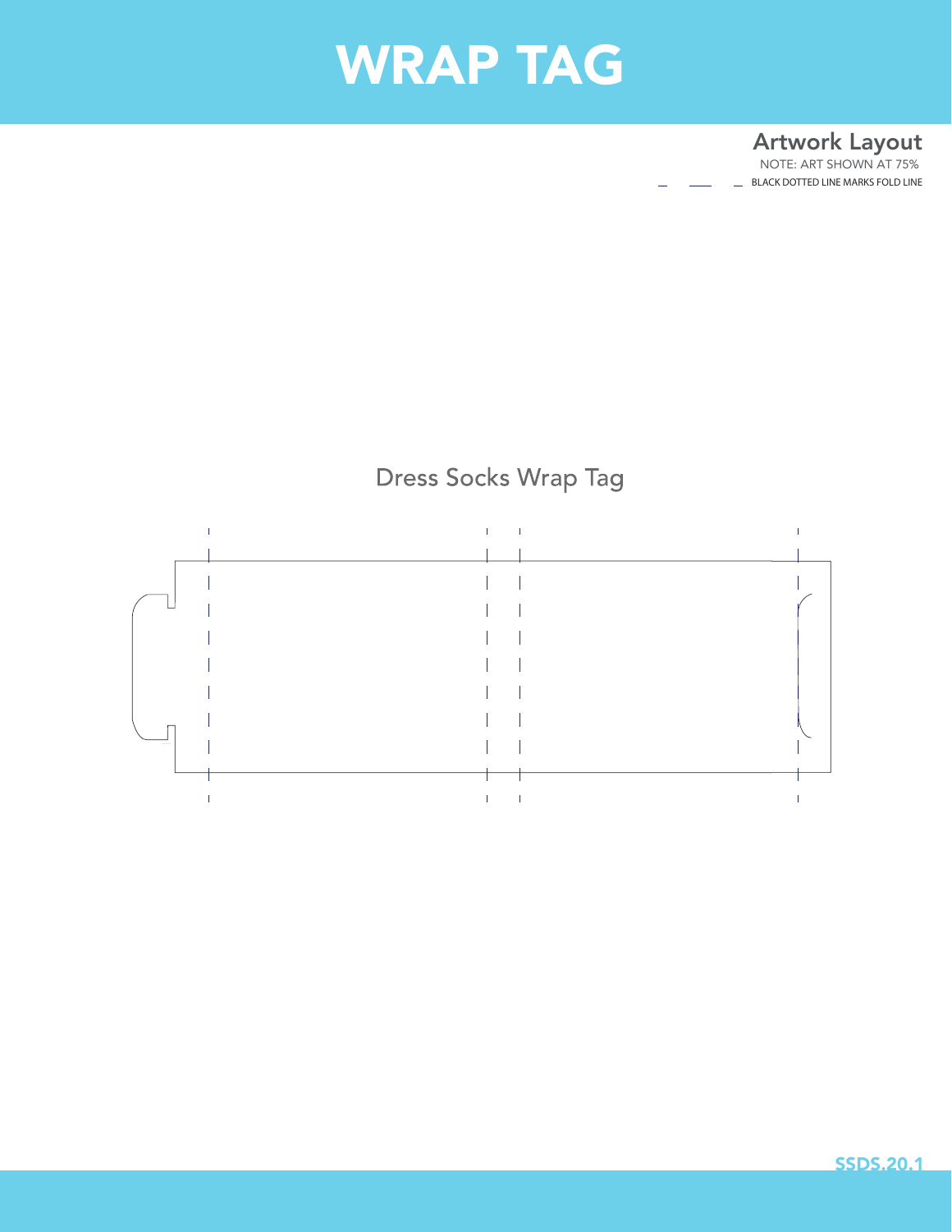# WRAP TAG

## Artwork Layout

NOTE: ART SHOWN AT 75%

BLACK DOTTED LINE MARKS FOLD LINE

Dress Socks Wrap Tag

SSDS.20.1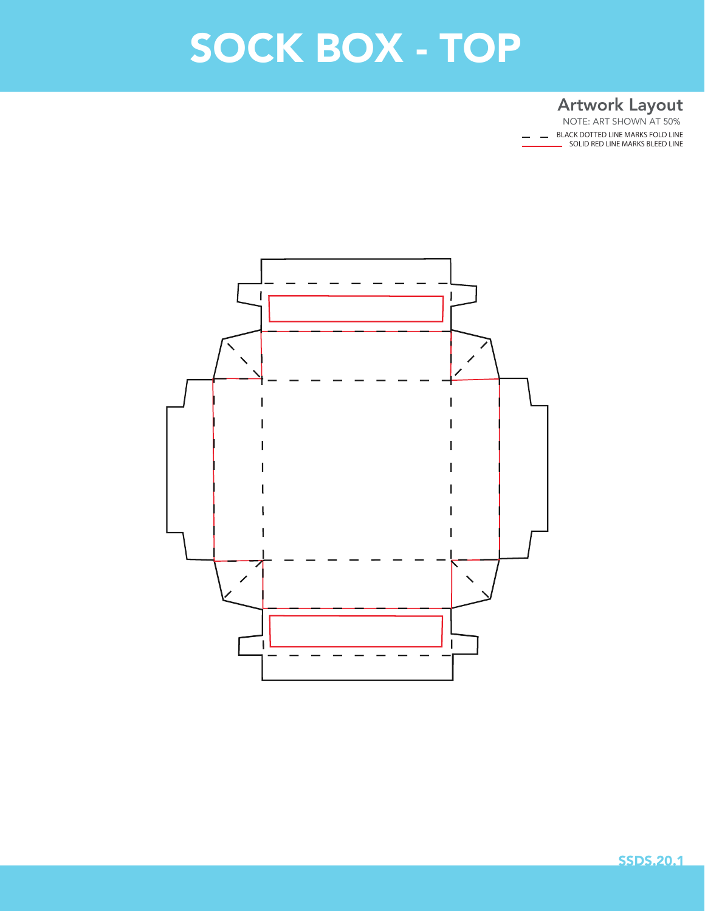# SOCK BOX - TOP

## Artwork Layout

NOTE: ART SHOWN AT 50%

BLACK DOTTED LINE MARKS FOLD LINE

SOLID RED LINE MARKS BLEED LINE

SSDS.20.1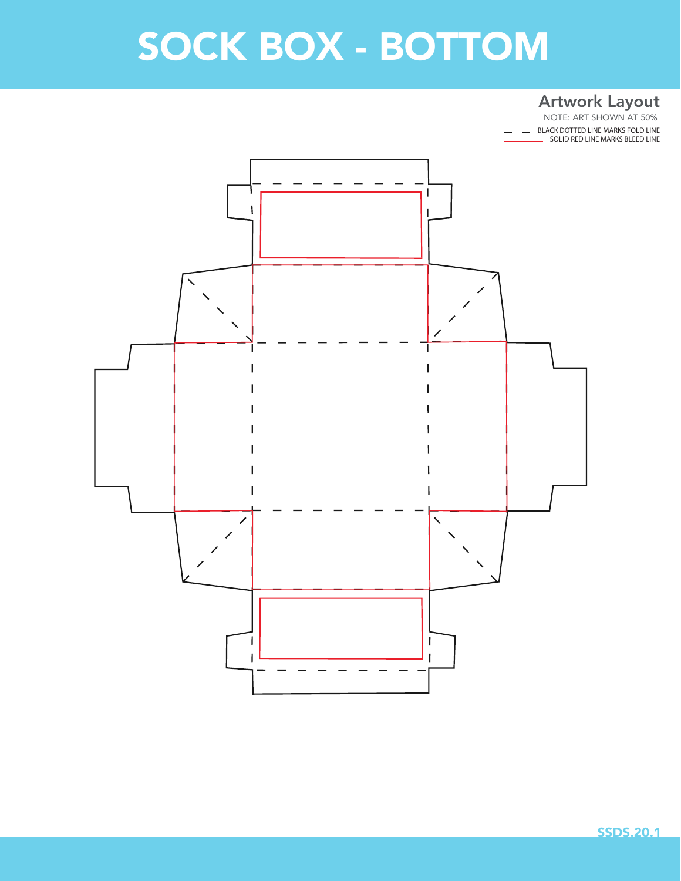# SOCK BOX - BOTTOM

## Artwork Layout

NOTE: ART SHOWN AT 50%

BLACK DOTTED LINE MARKS FOLD LINE

SOLID RED LINE MARKS BLEED LINE

SSDS.20.1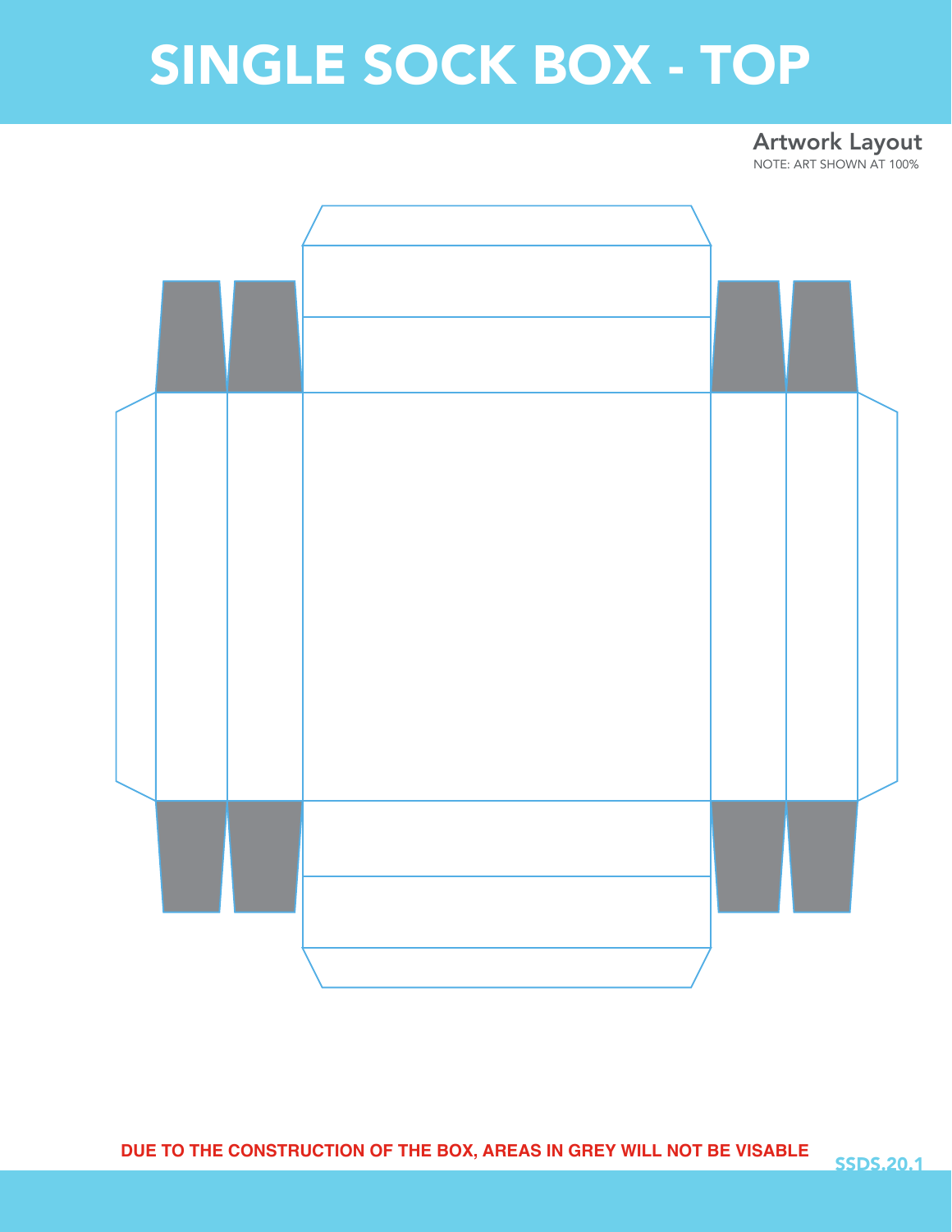# SINGLE SOCK BOX - TOP

Artwork Layout

NOTE: ART SHOWN AT 100%

DUE TO THE CONSTRUCTION OF THE BOX, AREAS IN GREY WILL NOT BE VISABLE

SSDS.20.1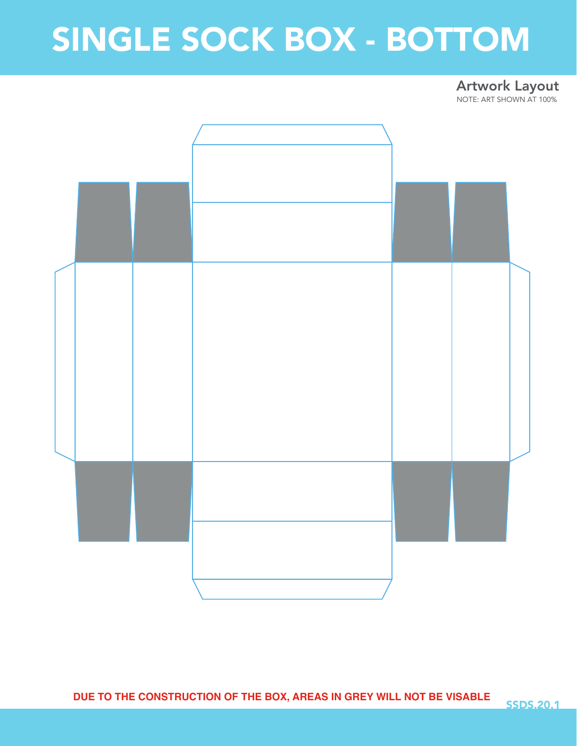# SINGLE SOCK BOX - BOTTOM

Artwork Layout

NOTE: ART SHOWN AT 100%

**DUE TO THE CONSTRUCTION OF THE BOX, AREAS IN GREY WILL NOT BE VISABLE**

SSDS.20.1